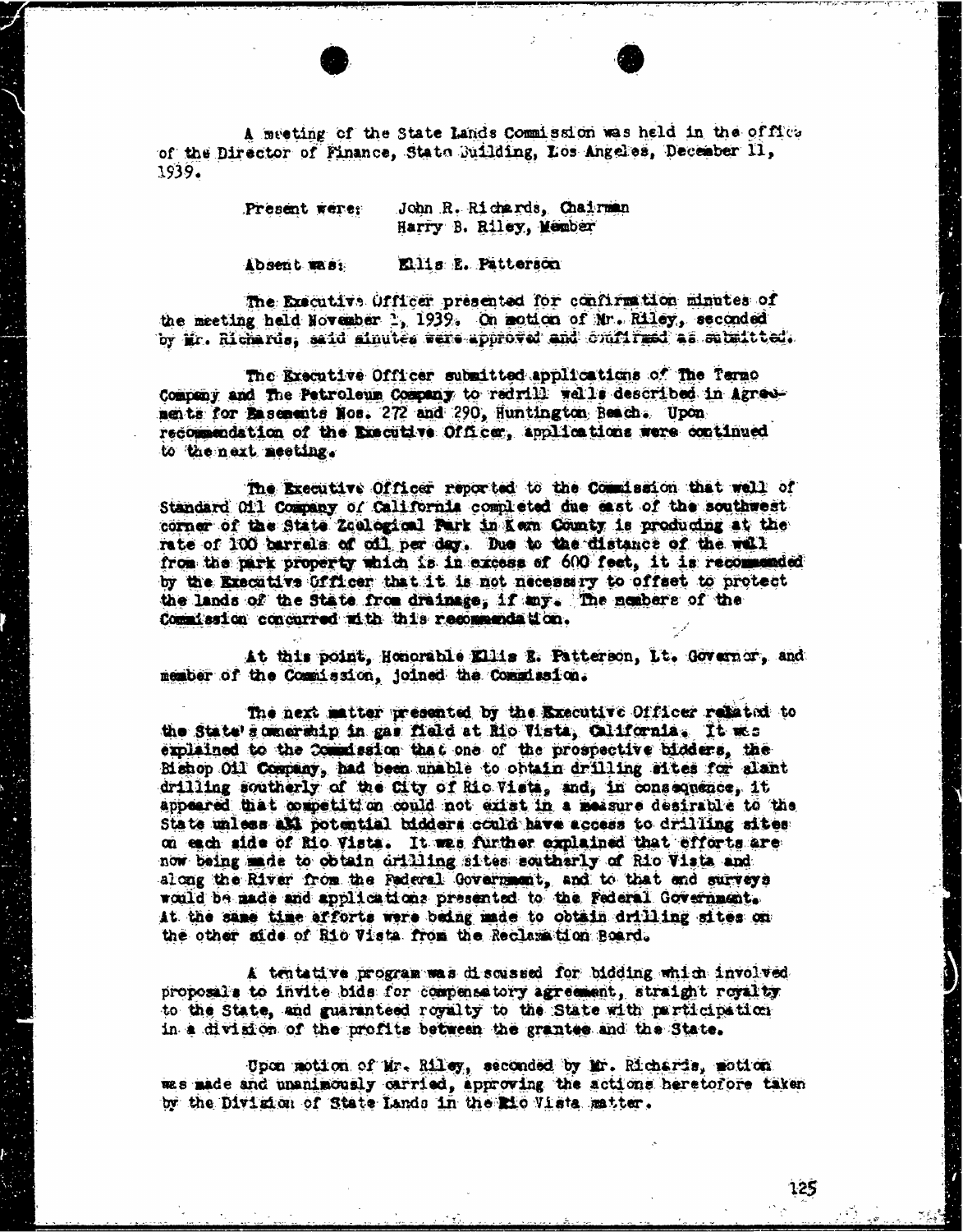A meeting of the State Lands Commission was held in the office of the Director of Finance, State Building, Los Angeles, December 11, 1939.

Present were: John R. Richards, Chairman
Harry B. Riley, Member

Absent was: Ellis E. Patterson

The Executive Officer presented for confirmation minutes of the meeting held November 1, 1939. On motion of Mr. Riley, seconded by Mr. Richards, said minutes were approved and confirmed as submitted.

The Executive Officer submitted applications of The Termo Company and The Petroleum Company to redrill wells described in Agreements for Easements Nos. 272 and 290, Huntington Beach. Upon recommendation of the Executive Officer, applications were continued to the next meeting.

The Executive Officer reported to the Commission that well of Standard Oil Company of California completed due east of the southwest corner of the State Zoological Park in Kern County is producing at the rate of 100 barrels of oil per day. Due to the distance of the well from the park property which is in excess of 600 feet, it is recommended by the Executive Officer that it is not necessary to offset to protect the lands of the State from drainage, if any. The members of the Commission concurred with this recommendation.

At this point, Honorable Ellis E. Patterson, Lt. Governor, and member of the Commission, joined the Commission.

The next matter presented by the Executive Officer related to the State's ownership in gas field at Rio Vista, California. It was explained to the Commission that one of the prospective bidders, the Bishop Oil Company, had been unable to obtain drilling sites for slant drilling southerly of the City of Rio Vista, and, in consequence, it appeared that competition could not exist in a measure desirable to the State unless all potential bidders could have access to drilling sites on each side of Rio Vista. It was further explained that efforts are now being made to obtain drilling sites southerly of Rio Vista and along the River from the Federal Government, and to that end surveys would be made and applications presented to the Federal Government. At the same time efforts were being made to obtain drilling sites on the other side of Rio Vista from the Reclamation Board.

A tentative program was discussed for bidding which involved proposals to invite bids for compensatory agreement, straight royalty to the State, and guaranteed royalty to the State with participation in a division of the profits between the grantee and the State.

Upon motion of Mr. Riley, seconded by Mr. Richards, motion was made and unanimously carried, approving the actions heretofore taken by the Division of State Lands in the Rio Vista matter.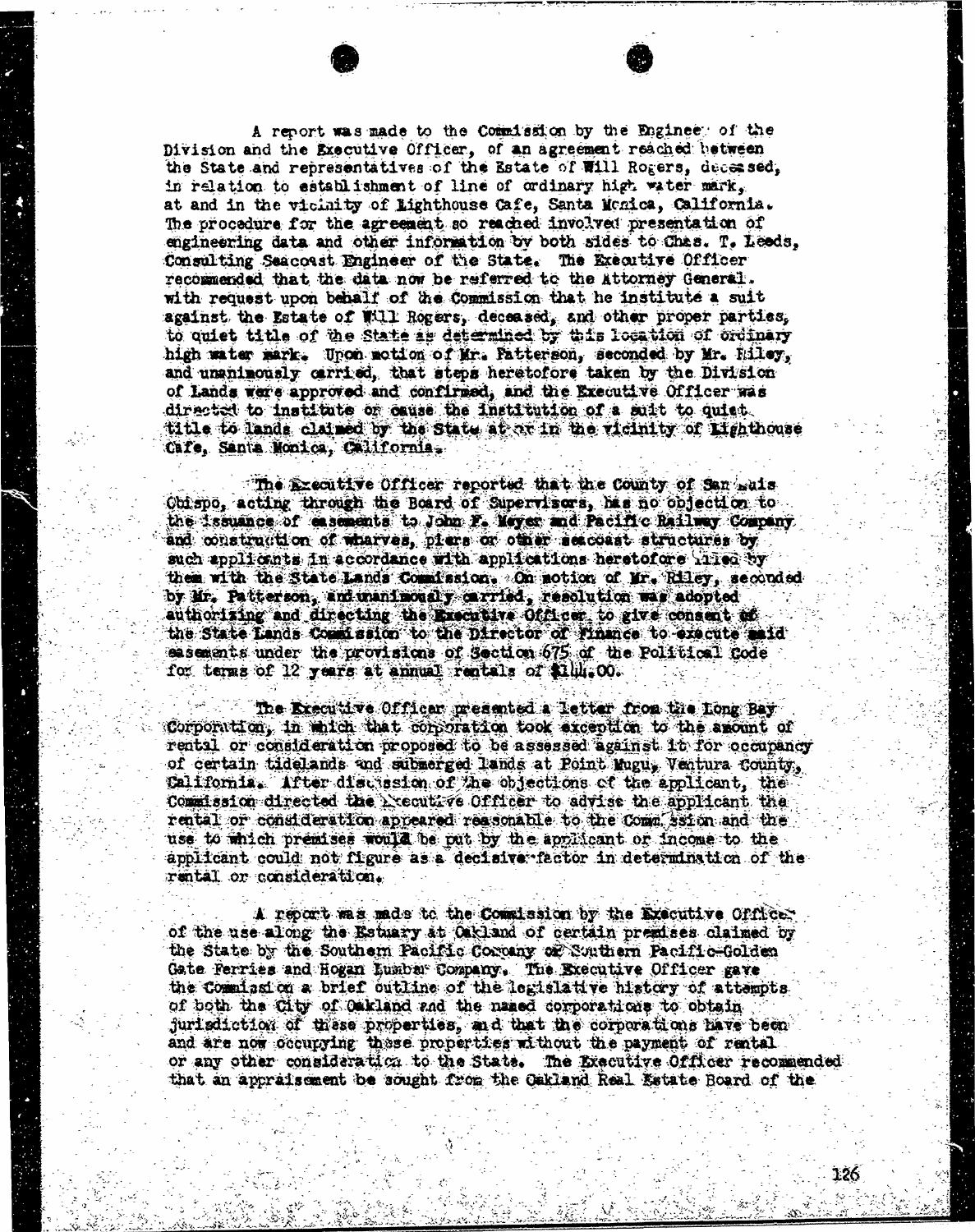A report was made to the Commission by the Engineer of the Division and the Executive Officer, of an agreement reached between the State and representatives of the Estate of Will Rogers, deceased, in relation to establishment of line of ordinary high water mark, at and in the vicinity of Lighthouse Cafe, Santa Monica, California. The procedure for the agreement so reached involved presentation of engineering data and other information by both sides to Chas. T. Leeds, Consulting Seacoast Engineer of the State. The Executive Officer recommended that the data now be referred to the Attorney General. with request upon behalf of the Commission that he institute a suit against the Estate of Will Rogers, deceased, and other proper parties, to quiet title of the State as determined by this location of ordinary high water mark. Upon motion of Mr. Patterson, seconded by Mr. Riley, and unanimously carried, that steps heretofore taken by the Division of Lands were approved and confirmed, and the Executive Officer was directed to institute or cause the institution of a suit to quiet title to lands claimed by the State at or in the vicinity of Lighthouse Cafe, Santa Monica, California.

The Executive Officer reported that the County of San Luis Obispo, acting through the Board of Supervisors, has no objection to the issuance of easements to John F. Meyer and Pacific Railway Company and construction of wharves, piers or other seacoast structures by such applicants in accordance with applications heretofore filed by them with the State Lands Commission. On motion of Mr. Riley, seconded by Mr. Patterson, and unanimously carried, resolution was adopted authorizing and directing the Executive Officer to give consent of the State Lands Commission to the Director of Finance to execute said easements under the provisions of Section 675 of the Political Code for terms of 12 years at annual rentals of $144.00.

The Executive Officer presented a letter from the Long Bay Corporation, in which that corporation took exception to the amount of rental or consideration proposed to be assessed against it for occupancy of certain tidelands and submerged lands at Point Mugu, Ventura County, California. After discussion of the objections of the applicant, the Commission directed the Executive Officer to advise the applicant the rental or consideration appeared reasonable to the Commission and the use to which premises would be put by the applicant or income to the applicant could not figure as a decisive factor in determination of the rental or consideration.

A report was made to the Commission by the Executive Officer of the use along the Estuary at Oakland of certain premises claimed by the State by the Southern Pacific Company or Southern Pacific-Golden Gate Ferries and Hogan Lumber Company. The Executive Officer gave the Commission a brief outline of the legislative history of attempts of both the City of Oakland and the named corporations to obtain jurisdiction of these properties, and that the corporations have been and are now occupying these properties without the payment of rental or any other consideration to the State. The Executive Officer recommended that an appraisement be sought from the Oakland Real Estate Board of the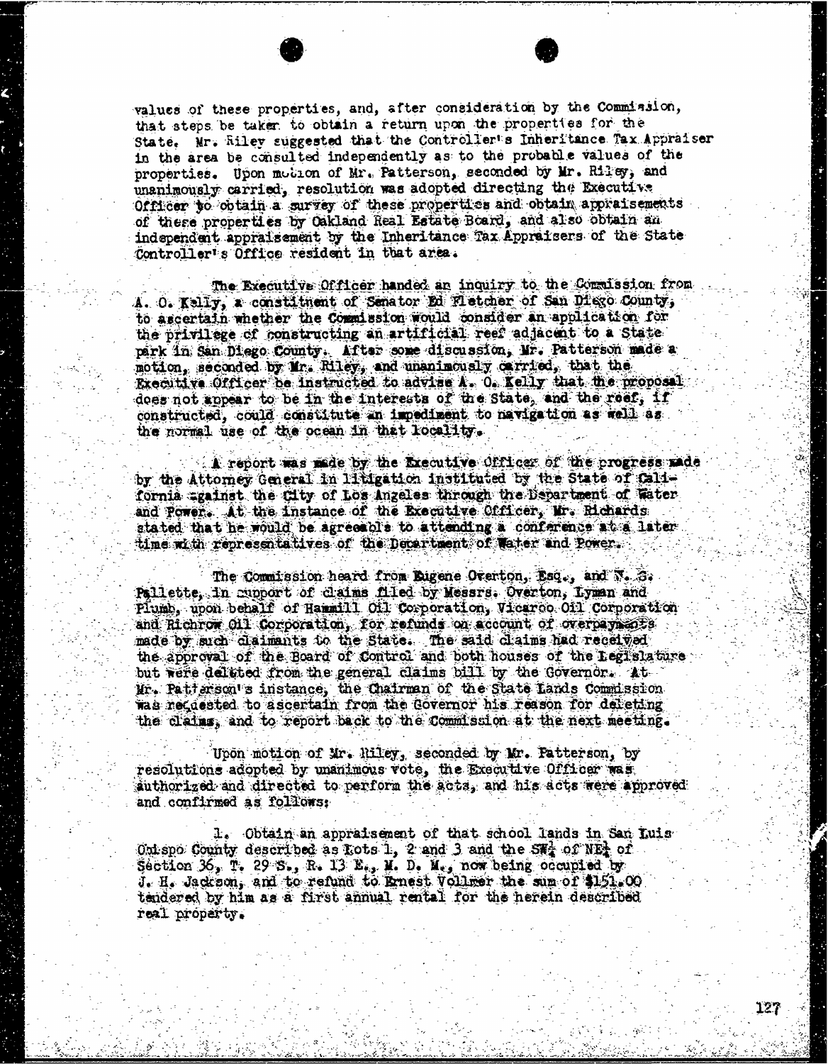values of these properties, and, after consideration by the Commission, that steps be taken to obtain a return upon the properties for the State. Mr. Riley suggested that the Controller's Inheritance Tax Appraiser in the area be consulted independently as to the probable values of the properties. Upon motion of Mr. Patterson, seconded by Mr. Riley, and unanimously carried, resolution was adopted directing the Executive Officer to obtain a survey of these properties and obtain appraisements of these properties by Oakland Real Estate Board, and also obtain an independent appraisement by the Inheritance Tax Appraisers of the State Controller's Office resident in that area.

The Executive Officer handed an inquiry to the Commission from A. O. Kelly, a constituent of Senator Ed Fletcher of San Diego County, to ascertain whether the Commission would consider an application for the privilege of constructing an artificial reef adjacent to a State park in San Diego County. After some discussion, Mr. Patterson made a motion, seconded by Mr. Riley, and unanimously carried, that the Executive Officer be instructed to advise A. O. Kelly that the proposal does not appear to be in the interests of the State, and the reef, if constructed, could constitute an impediment to navigation as well as the normal use of the ocean in that locality.

A report was made by the Executive Officer of the progress made by the Attorney General in litigation instituted by the State of California against the City of Los Angeles through the Department of Water and Power. At the instance of the Executive Officer, Mr. Richards stated that he would be agreeable to attending a conference at a later time with representatives of the Department of Water and Power.

The Commission heard from Eugene Overton, Esq., and N. S. Pallette, in support of claims filed by Messrs. Overton, Lyman and Plumb, upon behalf of Hammill Oil Corporation, Vicaroo Oil Corporation and Richrow Oil Corporation, for refunds on account of overpayments made by such claimants to the State. The said claims had received the approval of the Board of Control and both houses of the Legislature but were deleted from the general claims bill by the Governor. At Mr. Patterson's instance, the Chairman of the State Lands Commission was requested to ascertain from the Governor his reason for deleting the claims, and to report back to the Commission at the next meeting.

Upon motion of Mr. Riley, seconded by Mr. Patterson, by resolutions adopted by unanimous vote, the Executive Officer was authorized and directed to perform the acts, and his acts were approved and confirmed as follows:

1. Obtain an appraisement of that school lands in San Luis Obispo County described as Lots 1, 2 and 3 and the SW¼ of NE¼ of Section 36, T. 29 S., R. 13 E., M. D. M., now being occupied by J. H. Jackson, and to refund to Ernest Vollmer the sum of $151.00 tendered by him as a first annual rental for the herein described real property.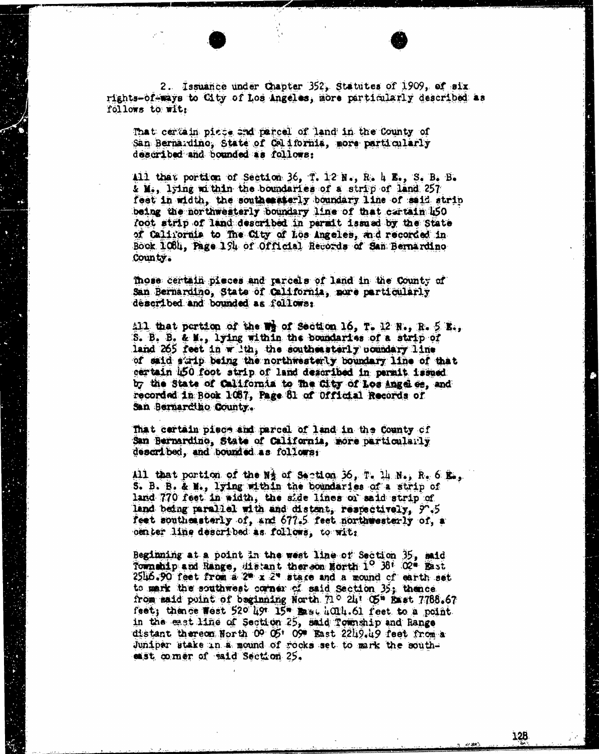2. Issuance under Chapter 352, Statutes of 1909, of six rights-of-ways to City of Los Angeles, more particularly described as follows to wit:

That certain piece and parcel of land in the County of San Bernardino, State of California, more particularly described and bounded as follows:

All that portion of Section 36, T. 12 N., R. 4 E., S. B. B. & M., lying within the boundaries of a strip of land 257 feet in width, the southeasterly boundary line of said strip being the northwesterly boundary line of that certain 450 foot strip of land described in permit issued by the State of California to The City of Los Angeles, and recorded in Book 1084, Page 194 of Official Records of San Bernardino County.

Those certain pieces and parcels of land in the County of San Bernardino, State of California, more particularly described and bounded as follows:

All that portion of the W½ of Section 16, T. 12 N., R. 5 E., S. B. B. & M., lying within the boundaries of a strip of land 265 feet in width, the southeasterly boundary line of said strip being the northwesterly boundary line of that certain 450 foot strip of land described in permit issued by the State of California to The City of Los Angeles, and recorded in Book 1087, Page 81 of Official Records of San Bernardino County.

That certain piece and parcel of land in the County of San Bernardino, State of California, more particularly described, and bounded as follows:

All that portion of the N½ of Section 36, T. 14 N., R. 6 E., S. B. B. & M., lying within the boundaries of a strip of land 770 feet in width, the side lines of said strip of land being parallel with and distant, respectively, 92.5 feet southeasterly of, and 677.5 feet northwesterly of, a center line described as follows, to wit:

Beginning at a point in the west line of Section 35, said Township and Range, distant thereon North 1° 38' 02" East 2546.90 feet from a 2" x 2" stake and a mound of earth set to mark the southwest corner of said Section 35; thence from said point of beginning North 71° 24' 05" East 7788.67 feet; thence West 52° 49' 15" East 4014.61 feet to a point in the east line of Section 25, said Township and Range distant thereon North 0° 05' 09" East 2249.49 feet from a Juniper stake in a mound of rocks set to mark the southeast corner of said Section 25.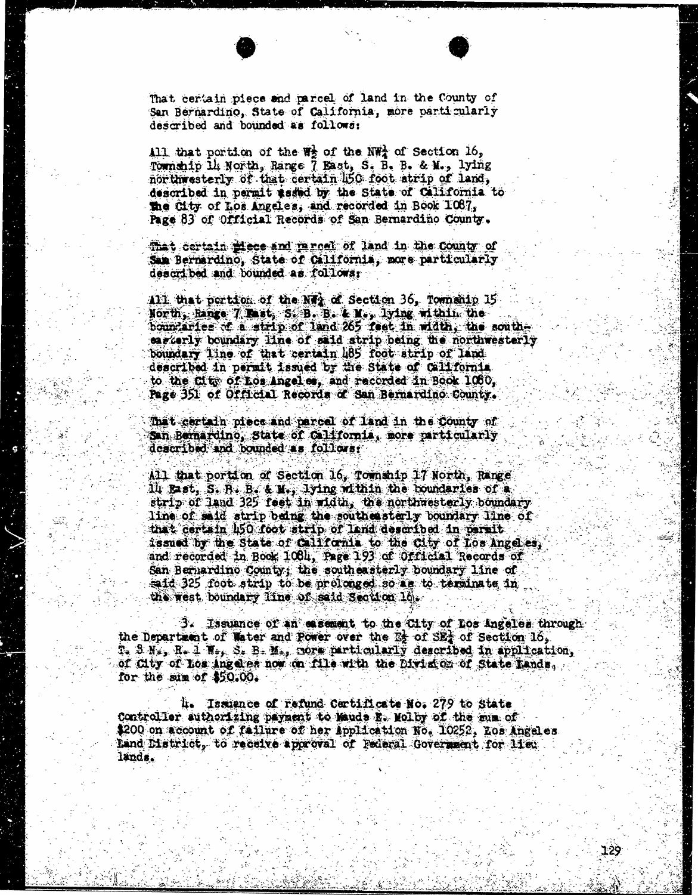That certain piece and parcel of land in the County of San Bernardino, State of California, more particularly described and bounded as follows:

All that portion of the W½ of the NW¼ of Section 16, Township 14 North, Range 7 East, S. B. B. & M., lying northwesterly of that certain 450 foot strip of land, described in permit issued by the State of California to the City of Los Angeles, and recorded in Book 1087, Page 83 of Official Records of San Bernardino County.

That certain piece and parcel of land in the County of San Bernardino, State of California, more particularly described and bounded as follows:

All that portion of the NW¼ of Section 36, Township 15 North, Range 7 East, S. B. B. & M., lying within the boundaries of a strip of land 265 feet in width, the southeasterly boundary line of said strip being the northwesterly boundary line of that certain 485 foot strip of land described in permit issued by the State of California to the City of Los Angeles, and recorded in Book 1080, Page 351 of Official Records of San Bernardino County.

That certain piece and parcel of land in the County of San Bernardino, State of California, more particularly described and bounded as follows:

All that portion of Section 16, Township 17 North, Range 14 East, S. B. B. & M., lying within the boundaries of a strip of land 325 feet in width, the northwesterly boundary line of said strip being the southeasterly boundary line of that certain 450 foot strip of land described in permit issued by the State of California to the City of Los Angeles, and recorded in Book 1084, Page 193 of Official Records of San Bernardino County; the southeasterly boundary line of said 325 foot strip to be prolonged so as to terminate in the west boundary line of said Section 16.

3. Issuance of an easement to the City of Los Angeles through the Department of Water and Power over the E½ of SE¼ of Section 16, T. 8 N., R. 1 W., S. B. M., more particularly described in application, of City of Los Angeles now on file with the Division of State Lands, for the sum of $50.00.

4. Issuance of refund Certificate No. 279 to State Controller authorizing payment to Maude E. Kolby of the sum of $200 on account of failure of her Application No. 10252, Los Angeles Land District, to receive approval of Federal Government for lieu lands.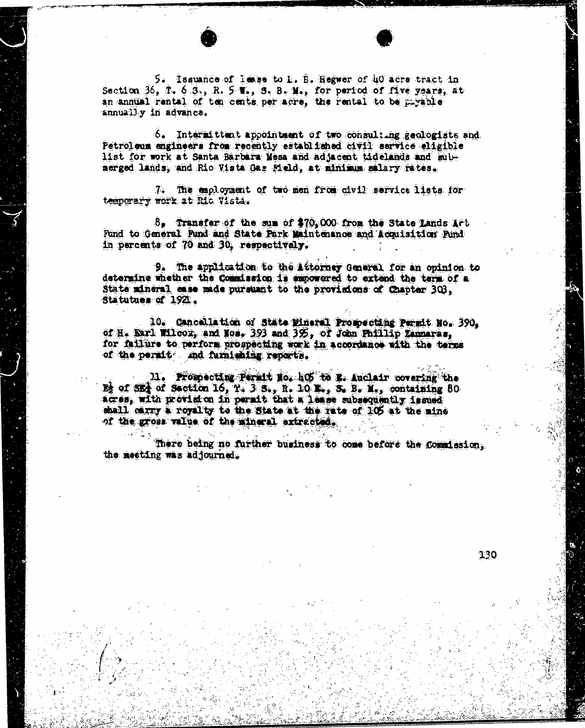5. Issuance of lease to L. B. Hegwer of 40 acre tract in Section 36, T. 6 S., R. 5 W., S. B. M., for period of five years, at an annual rental of ten cents per acre, the rental to be payable annually in advance.

6. Intermittent appointment of two consulting geologists and Petroleum engineers from recently established civil service eligible list for work at Santa Barbara Mesa and adjacent tidelands and submerged lands, and Rio Vista Gas Field, at minimum salary rates.

7. The employment of two men from civil service lists for temporary work at Rio Vista.

8. Transfer of the sum of $70,000 from the State Lands Act Fund to General Fund and State Park Maintenance and Acquisition Fund in percents of 70 and 30, respectively.

9. The application to the Attorney General for an opinion to determine whether the Commission is empowered to extend the term of a State mineral ease made pursuant to the provisions of Chapter 303, Statutues of 1921.

10. Cancellation of State Mineral Prospecting Permit No. 390, of H. Earl Wilcox, and Nos. 393 and 395, of John Phillip Zannaras, for failure to perform prospecting work in accordance with the terms of the permit and furnishing reports.

11. Prospecting Permit No. 405 to E. Auclair covering the E½ of SE¼ of Section 16, T. 3 S., R. 10 E., S. B. M., containing 80 acres, with provision in permit that a lease subsequently issued shall carry a royalty to the State at the rate of 10% at the mine of the gross value of the mineral extracted.

There being no further business to come before the Commission, the meeting was adjourned.